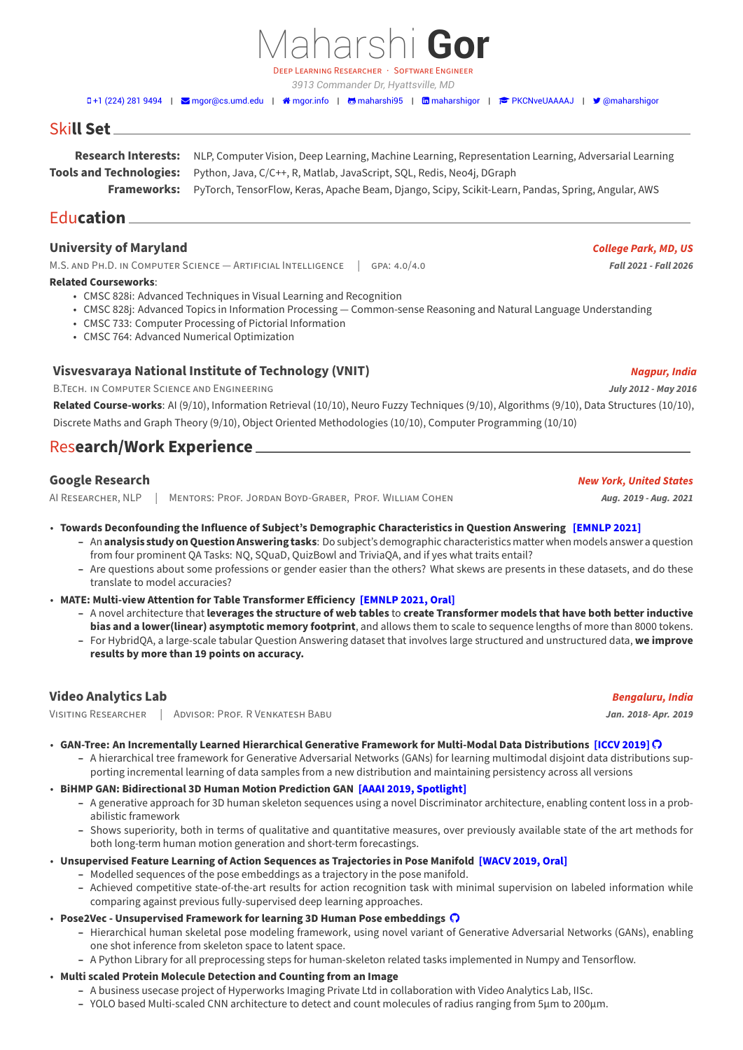# Maharshi Gor

Deep Learning Researcher · Software Engineer

*3913 Commander Dr, Hyattsville, MD*

+1 (224) 281 9494 | mgor@cs.umd.edu | mgor.info | maharshi95 | maharshigor | PKCNveUAAAAJ | @maharshigor

## Skill Set

**Research Interests:** NLP, Computer Vision, Deep Learning, Machine Learning, Representation Learning, Adversarial Learning

**Tools and Technologies:** Python, Java, C/C++, R, Matlab, JavaScript, SQL, Redis, Neo4j, DGraph

**Frameworks:** PyTorch, TensorFlow, Keras, Apache Beam, Django, Scipy, Scikit-Learn, Pandas, Spring, Angular, AWS

## Education

### University of Maryland
*College Park, MD, US*

M.S. and Ph.D. in Computer Science — Artificial Intelligence | GPA: 4.0/4.0 — *Fall 2021 - Fall 2026*

**Related Courseworks**:
- CMSC 828i: Advanced Techniques in Visual Learning and Recognition
- CMSC 828j: Advanced Topics in Information Processing — Common-sense Reasoning and Natural Language Understanding
- CMSC 733: Computer Processing of Pictorial Information
- CMSC 764: Advanced Numerical Optimization

### Visvesvaraya National Institute of Technology (VNIT)
*Nagpur, India*

B.Tech. in Computer Science and Engineering — *July 2012 - May 2016*

**Related Course-works**: AI (9/10), Information Retrieval (10/10), Neuro Fuzzy Techniques (9/10), Algorithms (9/10), Data Structures (10/10), Discrete Maths and Graph Theory (9/10), Object Oriented Methodologies (10/10), Computer Programming (10/10)

## Research/Work Experience

### Google Research
*New York, United States*

AI Researcher, NLP | Mentors: Prof. Jordan Boyd-Graber, Prof. William Cohen — *Aug. 2019 - Aug. 2021*

- **Towards Deconfounding the Influence of Subject's Demographic Characteristics in Question Answering [EMNLP 2021]**
  - An **analysis study on Question Answering tasks**: Do subject's demographic characteristics matter when models answer a question from four prominent QA Tasks: NQ, SQuaD, QuizBowl and TriviaQA, and if yes what traits entail?
  - Are questions about some professions or gender easier than the others? What skews are presents in these datasets, and do these translate to model accuracies?
- **MATE: Multi-view Attention for Table Transformer Efficiency [EMNLP 2021, Oral]**
  - A novel architecture that **leverages the structure of web tables** to **create Transformer models that have both better inductive bias and a lower(linear) asymptotic memory footprint**, and allows them to scale to sequence lengths of more than 8000 tokens.
  - For HybridQA, a large-scale tabular Question Answering dataset that involves large structured and unstructured data, **we improve results by more than 19 points on accuracy.**

### Video Analytics Lab
*Bengaluru, India*

Visiting Researcher | Advisor: Prof. R Venkatesh Babu — *Jan. 2018- Apr. 2019*

- **GAN-Tree: An Incrementally Learned Hierarchical Generative Framework for Multi-Modal Data Distributions [ICCV 2019]**
  - A hierarchical tree framework for Generative Adversarial Networks (GANs) for learning multimodal disjoint data distributions supporting incremental learning of data samples from a new distribution and maintaining persistency across all versions
- **BiHMP GAN: Bidirectional 3D Human Motion Prediction GAN [AAAI 2019, Spotlight]**
  - A generative approach for 3D human skeleton sequences using a novel Discriminator architecture, enabling content loss in a probabilistic framework
  - Shows superiority, both in terms of qualitative and quantitative measures, over previously available state of the art methods for both long-term human motion generation and short-term forecastings.
- **Unsupervised Feature Learning of Action Sequences as Trajectories in Pose Manifold [WACV 2019, Oral]**
  - Modelled sequences of the pose embeddings as a trajectory in the pose manifold.
  - Achieved competitive state-of-the-art results for action recognition task with minimal supervision on labeled information while comparing against previous fully-supervised deep learning approaches.
- **Pose2Vec - Unsupervised Framework for learning 3D Human Pose embeddings**
  - Hierarchical human skeletal pose modeling framework, using novel variant of Generative Adversarial Networks (GANs), enabling one shot inference from skeleton space to latent space.
  - A Python Library for all preprocessing steps for human-skeleton related tasks implemented in Numpy and Tensorflow.
- **Multi scaled Protein Molecule Detection and Counting from an Image**
  - A business usecase project of Hyperworks Imaging Private Ltd in collaboration with Video Analytics Lab, IISc.
  - YOLO based Multi-scaled CNN architecture to detect and count molecules of radius ranging from 5µm to 200µm.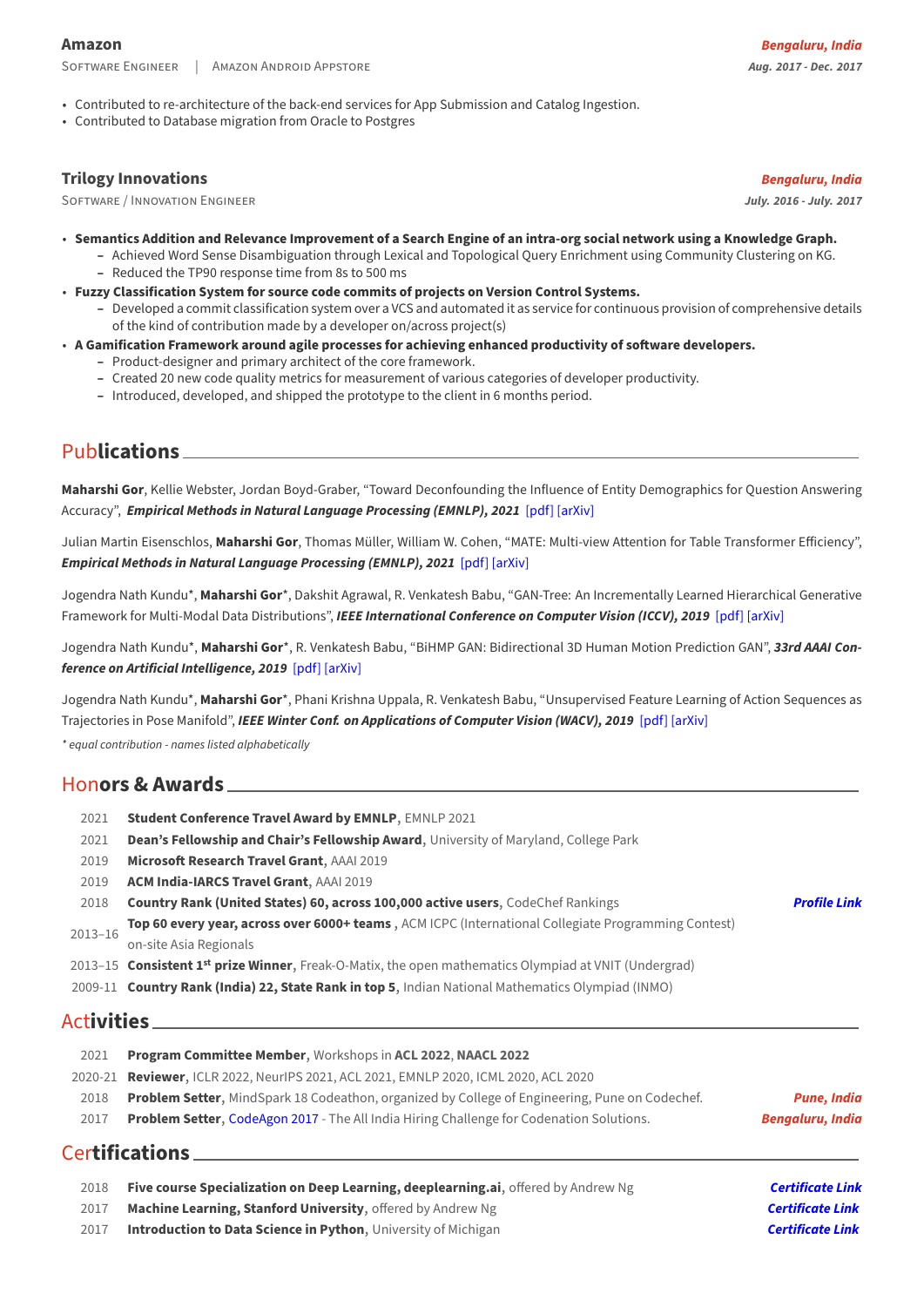### Amazon — *Bengaluru, India*

Software Engineer | Amazon Android Appstore — *Aug. 2017 - Dec. 2017*

- Contributed to re-architecture of the back-end services for App Submission and Catalog Ingestion.
- Contributed to Database migration from Oracle to Postgres

### Trilogy Innovations — *Bengaluru, India*

Software / Innovation Engineer — *July. 2016 - July. 2017*

- **Semantics Addition and Relevance Improvement of a Search Engine of an intra-org social network using a Knowledge Graph.**
  - Achieved Word Sense Disambiguation through Lexical and Topological Query Enrichment using Community Clustering on KG.
  - Reduced the TP90 response time from 8s to 500 ms
- **Fuzzy Classification System for source code commits of projects on Version Control Systems.**
  - Developed a commit classification system over a VCS and automated it as service for continuous provision of comprehensive details of the kind of contribution made by a developer on/across project(s)
- **A Gamification Framework around agile processes for achieving enhanced productivity of software developers.**
  - Product-designer and primary architect of the core framework.
  - Created 20 new code quality metrics for measurement of various categories of developer productivity.
  - Introduced, developed, and shipped the prototype to the client in 6 months period.

## Publications

**Maharshi Gor**, Kellie Webster, Jordan Boyd-Graber, "Toward Deconfounding the Influence of Entity Demographics for Question Answering Accuracy", ***Empirical Methods in Natural Language Processing (EMNLP), 2021*** [pdf] [arXiv]

Julian Martin Eisenschlos, **Maharshi Gor**, Thomas Müller, William W. Cohen, "MATE: Multi-view Attention for Table Transformer Efficiency", ***Empirical Methods in Natural Language Processing (EMNLP), 2021*** [pdf] [arXiv]

Jogendra Nath Kundu*, **Maharshi Gor***, Dakshit Agrawal, R. Venkatesh Babu, "GAN-Tree: An Incrementally Learned Hierarchical Generative Framework for Multi-Modal Data Distributions", ***IEEE International Conference on Computer Vision (ICCV), 2019*** [pdf] [arXiv]

Jogendra Nath Kundu*, **Maharshi Gor***, R. Venkatesh Babu, "BiHMP GAN: Bidirectional 3D Human Motion Prediction GAN", ***33rd AAAI Conference on Artificial Intelligence, 2019*** [pdf] [arXiv]

Jogendra Nath Kundu*, **Maharshi Gor***, Phani Krishna Uppala, R. Venkatesh Babu, "Unsupervised Feature Learning of Action Sequences as Trajectories in Pose Manifold", ***IEEE Winter Conf. on Applications of Computer Vision (WACV), 2019*** [pdf] [arXiv]

*\* equal contribution - names listed alphabetically*

## Honors & Awards

| | | |
|---|---|---|
| 2021 | **Student Conference Travel Award by EMNLP**, EMNLP 2021 | |
| 2021 | **Dean's Fellowship and Chair's Fellowship Award**, University of Maryland, College Park | |
| 2019 | **Microsoft Research Travel Grant**, AAAI 2019 | |
| 2019 | **ACM India-IARCS Travel Grant**, AAAI 2019 | |
| 2018 | **Country Rank (United States) 60, across 100,000 active users**, CodeChef Rankings | *Profile Link* |
| 2013–16 | **Top 60 every year, across over 6000+ teams** , ACM ICPC (International Collegiate Programming Contest) on-site Asia Regionals | |
| 2013–15 | **Consistent 1st prize Winner**, Freak-O-Matix, the open mathematics Olympiad at VNIT (Undergrad) | |
| 2009-11 | **Country Rank (India) 22, State Rank in top 5**, Indian National Mathematics Olympiad (INMO) | |

## Activities

| | | |
|---|---|---|
| 2021 | **Program Committee Member**, Workshops in **ACL 2022**, **NAACL 2022** | |
| 2020-21 | **Reviewer**, ICLR 2022, NeurIPS 2021, ACL 2021, EMNLP 2020, ICML 2020, ACL 2020 | |
| 2018 | **Problem Setter**, MindSpark 18 Codeathon, organized by College of Engineering, Pune on Codechef. | *Pune, India* |
| 2017 | **Problem Setter**, CodeAgon 2017 - The All India Hiring Challenge for Codenation Solutions. | *Bengaluru, India* |

## Certifications

| | | |
|---|---|---|
| 2018 | **Five course Specialization on Deep Learning, deeplearning.ai**, offered by Andrew Ng | *Certificate Link* |
| 2017 | **Machine Learning, Stanford University**, offered by Andrew Ng | *Certificate Link* |
| 2017 | **Introduction to Data Science in Python**, University of Michigan | *Certificate Link* |